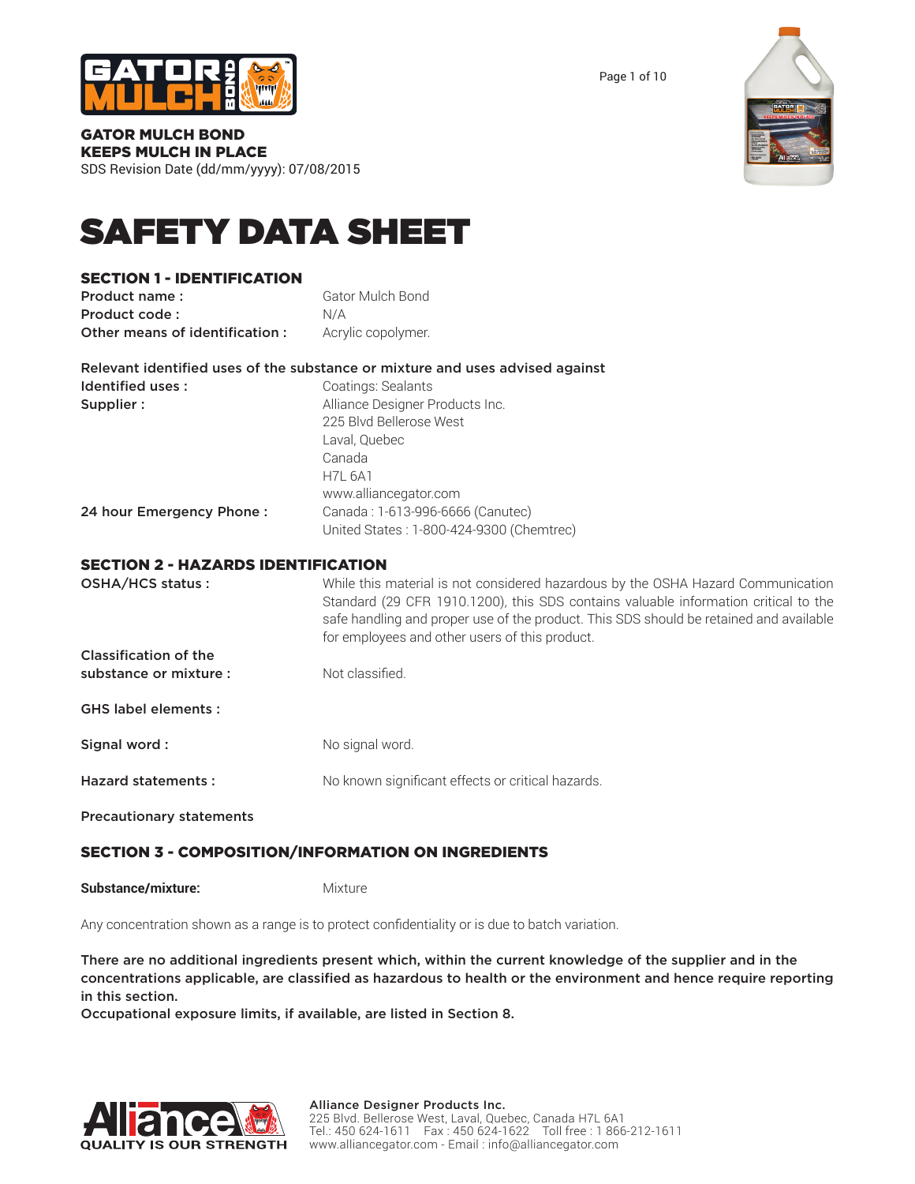**GATOR MULCH BOND**
**KEEPS MULCH IN PLACE**
SDS Revision Date (dd/mm/yyyy): 07/08/2015

# SAFETY DATA SHEET

## SECTION 1 - IDENTIFICATION

**Product name :** Gator Mulch Bond
**Product code :** N/A
**Other means of identification :** Acrylic copolymer.

**Relevant identified uses of the substance or mixture and uses advised against**

**Identified uses :** Coatings: Sealants

**Supplier :** Alliance Designer Products Inc.
225 Blvd Bellerose West
Laval, Quebec
Canada
H7L 6A1
www.alliancegator.com

**24 hour Emergency Phone :** Canada : 1-613-996-6666 (Canutec)
United States : 1-800-424-9300 (Chemtrec)

## SECTION 2 - HAZARDS IDENTIFICATION

**OSHA/HCS status :** While this material is not considered hazardous by the OSHA Hazard Communication Standard (29 CFR 1910.1200), this SDS contains valuable information critical to the safe handling and proper use of the product. This SDS should be retained and available for employees and other users of this product.

**Classification of the substance or mixture :** Not classified.

**GHS label elements :**

**Signal word :** No signal word.

**Hazard statements :** No known significant effects or critical hazards.

**Precautionary statements**

## SECTION 3 - COMPOSITION/INFORMATION ON INGREDIENTS

**Substance/mixture:** Mixture

Any concentration shown as a range is to protect confidentiality or is due to batch variation.

**There are no additional ingredients present which, within the current knowledge of the supplier and in the concentrations applicable, are classified as hazardous to health or the environment and hence require reporting in this section.**
**Occupational exposure limits, if available, are listed in Section 8.**

**Alliance Designer Products Inc.**
225 Blvd. Bellerose West, Laval, Quebec, Canada H7L 6A1
Tel.: 450 624-1611 Fax : 450 624-1622 Toll free : 1 866-212-1611
www.alliancegator.com - Email : info@alliancegator.com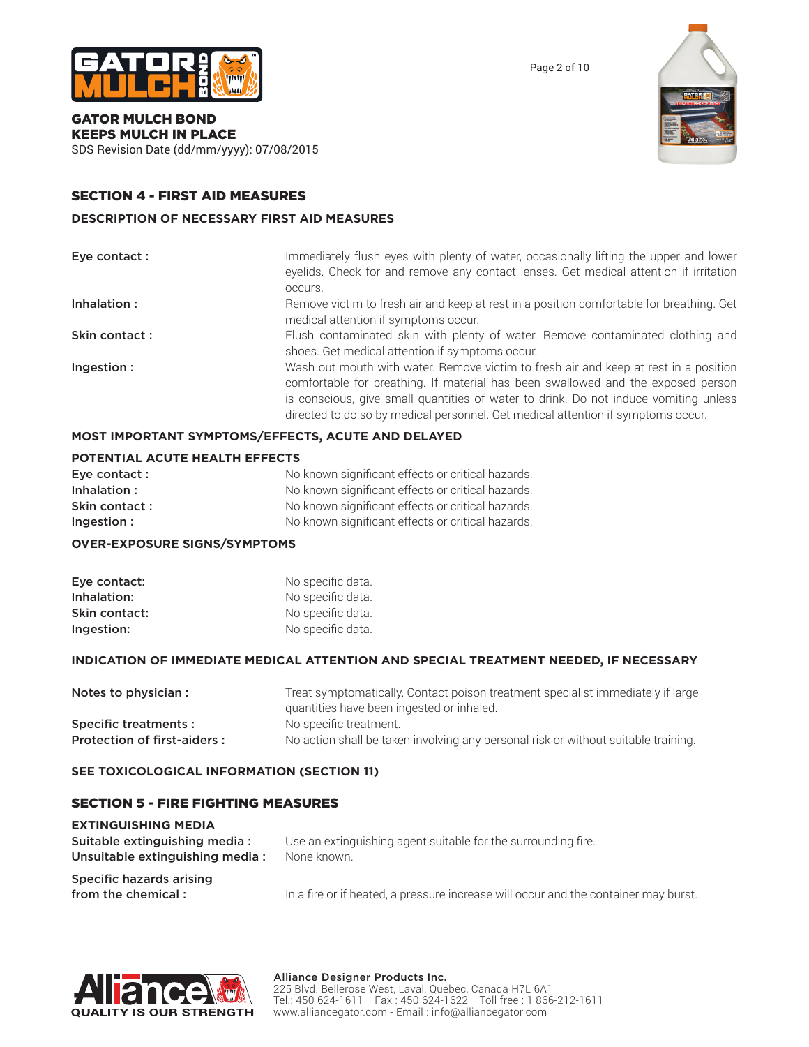## SECTION 4 - FIRST AID MEASURES

### DESCRIPTION OF NECESSARY FIRST AID MEASURES

| | |
|---|---|
| **Eye contact :** | Immediately flush eyes with plenty of water, occasionally lifting the upper and lower eyelids. Check for and remove any contact lenses. Get medical attention if irritation occurs. |
| **Inhalation :** | Remove victim to fresh air and keep at rest in a position comfortable for breathing. Get medical attention if symptoms occur. |
| **Skin contact :** | Flush contaminated skin with plenty of water. Remove contaminated clothing and shoes. Get medical attention if symptoms occur. |
| **Ingestion :** | Wash out mouth with water. Remove victim to fresh air and keep at rest in a position comfortable for breathing. If material has been swallowed and the exposed person is conscious, give small quantities of water to drink. Do not induce vomiting unless directed to do so by medical personnel. Get medical attention if symptoms occur. |

### MOST IMPORTANT SYMPTOMS/EFFECTS, ACUTE AND DELAYED

### POTENTIAL ACUTE HEALTH EFFECTS

| | |
|---|---|
| **Eye contact :** | No known significant effects or critical hazards. |
| **Inhalation :** | No known significant effects or critical hazards. |
| **Skin contact :** | No known significant effects or critical hazards. |
| **Ingestion :** | No known significant effects or critical hazards. |

### OVER-EXPOSURE SIGNS/SYMPTOMS

| | |
|---|---|
| **Eye contact:** | No specific data. |
| **Inhalation:** | No specific data. |
| **Skin contact:** | No specific data. |
| **Ingestion:** | No specific data. |

### INDICATION OF IMMEDIATE MEDICAL ATTENTION AND SPECIAL TREATMENT NEEDED, IF NECESSARY

| | |
|---|---|
| **Notes to physician :** | Treat symptomatically. Contact poison treatment specialist immediately if large quantities have been ingested or inhaled. |
| **Specific treatments :** | No specific treatment. |
| **Protection of first-aiders :** | No action shall be taken involving any personal risk or without suitable training. |

### SEE TOXICOLOGICAL INFORMATION (SECTION 11)

## SECTION 5 - FIRE FIGHTING MEASURES

### EXTINGUISHING MEDIA

| | |
|---|---|
| **Suitable extinguishing media :** | Use an extinguishing agent suitable for the surrounding fire. |
| **Unsuitable extinguishing media :** | None known. |
| **Specific hazards arising from the chemical :** | In a fire or if heated, a pressure increase will occur and the container may burst. |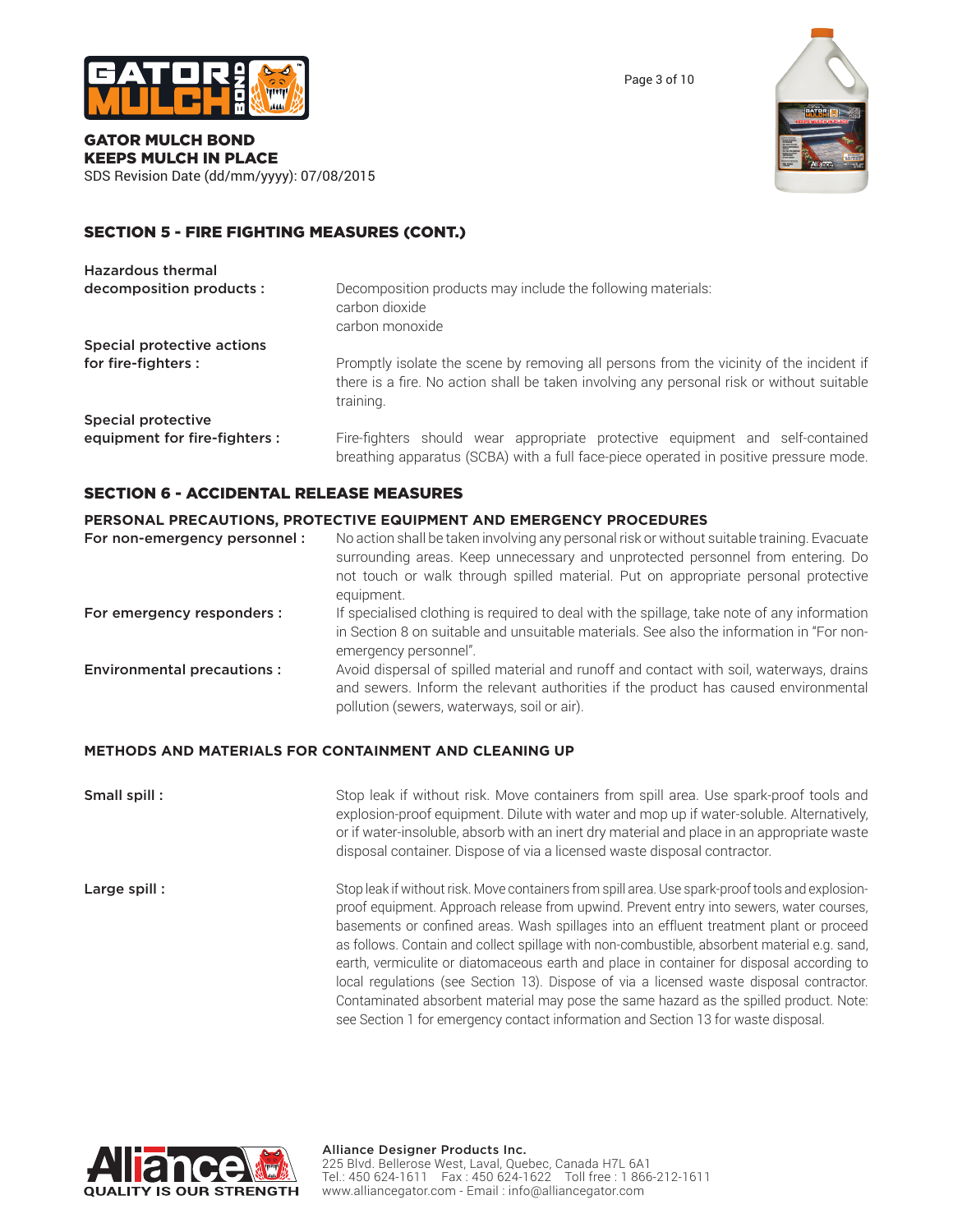## SECTION 5 - FIRE FIGHTING MEASURES (CONT.)

**Hazardous thermal decomposition products :** Decomposition products may include the following materials:
carbon dioxide
carbon monoxide

**Special protective actions for fire-fighters :** Promptly isolate the scene by removing all persons from the vicinity of the incident if there is a fire. No action shall be taken involving any personal risk or without suitable training.

**Special protective equipment for fire-fighters :** Fire-fighters should wear appropriate protective equipment and self-contained breathing apparatus (SCBA) with a full face-piece operated in positive pressure mode.

## SECTION 6 - ACCIDENTAL RELEASE MEASURES

### PERSONAL PRECAUTIONS, PROTECTIVE EQUIPMENT AND EMERGENCY PROCEDURES

**For non-emergency personnel :** No action shall be taken involving any personal risk or without suitable training. Evacuate surrounding areas. Keep unnecessary and unprotected personnel from entering. Do not touch or walk through spilled material. Put on appropriate personal protective equipment.

**For emergency responders :** If specialised clothing is required to deal with the spillage, take note of any information in Section 8 on suitable and unsuitable materials. See also the information in "For non-emergency personnel".

**Environmental precautions :** Avoid dispersal of spilled material and runoff and contact with soil, waterways, drains and sewers. Inform the relevant authorities if the product has caused environmental pollution (sewers, waterways, soil or air).

### METHODS AND MATERIALS FOR CONTAINMENT AND CLEANING UP

**Small spill :** Stop leak if without risk. Move containers from spill area. Use spark-proof tools and explosion-proof equipment. Dilute with water and mop up if water-soluble. Alternatively, or if water-insoluble, absorb with an inert dry material and place in an appropriate waste disposal container. Dispose of via a licensed waste disposal contractor.

**Large spill :** Stop leak if without risk. Move containers from spill area. Use spark-proof tools and explosion-proof equipment. Approach release from upwind. Prevent entry into sewers, water courses, basements or confined areas. Wash spillages into an effluent treatment plant or proceed as follows. Contain and collect spillage with non-combustible, absorbent material e.g. sand, earth, vermiculite or diatomaceous earth and place in container for disposal according to local regulations (see Section 13). Dispose of via a licensed waste disposal contractor. Contaminated absorbent material may pose the same hazard as the spilled product. Note: see Section 1 for emergency contact information and Section 13 for waste disposal.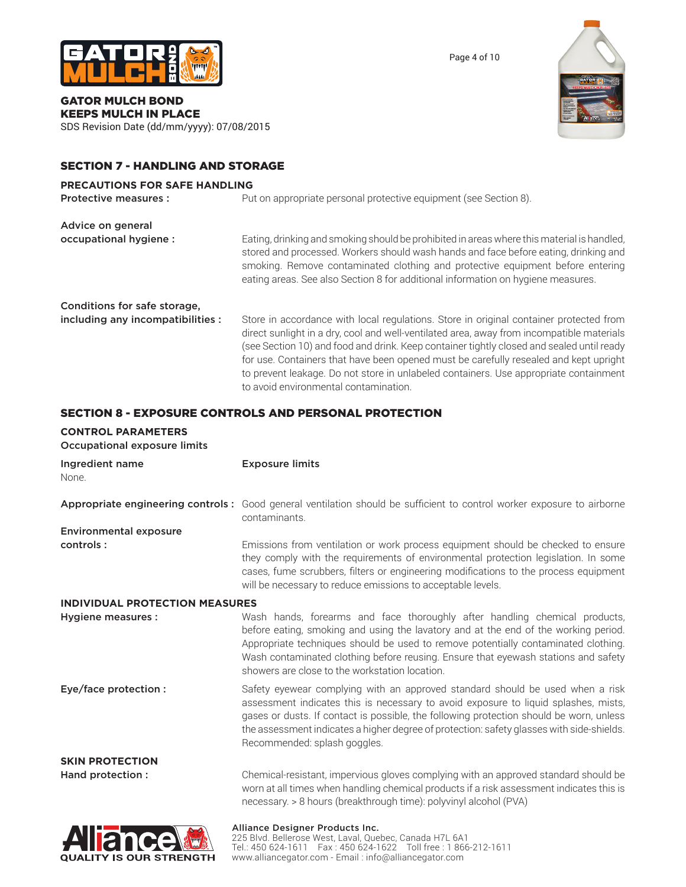## SECTION 7 - HANDLING AND STORAGE

### PRECAUTIONS FOR SAFE HANDLING

**Protective measures :** Put on appropriate personal protective equipment (see Section 8).

**Advice on general occupational hygiene :** Eating, drinking and smoking should be prohibited in areas where this material is handled, stored and processed. Workers should wash hands and face before eating, drinking and smoking. Remove contaminated clothing and protective equipment before entering eating areas. See also Section 8 for additional information on hygiene measures.

**Conditions for safe storage, including any incompatibilities :** Store in accordance with local regulations. Store in original container protected from direct sunlight in a dry, cool and well-ventilated area, away from incompatible materials (see Section 10) and food and drink. Keep container tightly closed and sealed until ready for use. Containers that have been opened must be carefully resealed and kept upright to prevent leakage. Do not store in unlabeled containers. Use appropriate containment to avoid environmental contamination.

## SECTION 8 - EXPOSURE CONTROLS AND PERSONAL PROTECTION

### CONTROL PARAMETERS

**Occupational exposure limits**

| Ingredient name | Exposure limits |
| --- | --- |
| None. | |

**Appropriate engineering controls :** Good general ventilation should be sufficient to control worker exposure to airborne contaminants.

**Environmental exposure controls :** Emissions from ventilation or work process equipment should be checked to ensure they comply with the requirements of environmental protection legislation. In some cases, fume scrubbers, filters or engineering modifications to the process equipment will be necessary to reduce emissions to acceptable levels.

### INDIVIDUAL PROTECTION MEASURES

**Hygiene measures :** Wash hands, forearms and face thoroughly after handling chemical products, before eating, smoking and using the lavatory and at the end of the working period. Appropriate techniques should be used to remove potentially contaminated clothing. Wash contaminated clothing before reusing. Ensure that eyewash stations and safety showers are close to the workstation location.

**Eye/face protection :** Safety eyewear complying with an approved standard should be used when a risk assessment indicates this is necessary to avoid exposure to liquid splashes, mists, gases or dusts. If contact is possible, the following protection should be worn, unless the assessment indicates a higher degree of protection: safety glasses with side-shields. Recommended: splash goggles.

### SKIN PROTECTION

**Hand protection :** Chemical-resistant, impervious gloves complying with an approved standard should be worn at all times when handling chemical products if a risk assessment indicates this is necessary. > 8 hours (breakthrough time): polyvinyl alcohol (PVA)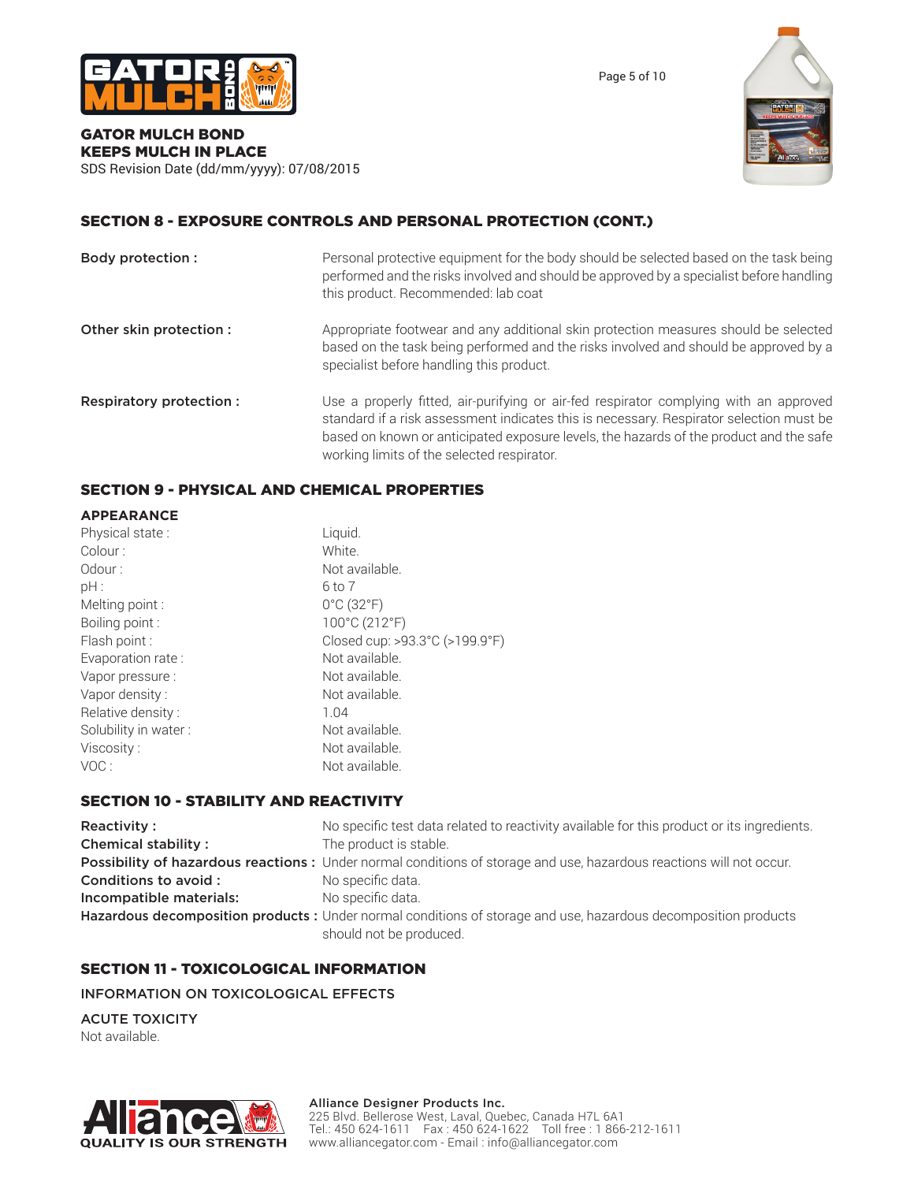## SECTION 8 - EXPOSURE CONTROLS AND PERSONAL PROTECTION (CONT.)

| | |
|---|---|
| **Body protection :** | Personal protective equipment for the body should be selected based on the task being performed and the risks involved and should be approved by a specialist before handling this product. Recommended: lab coat |
| **Other skin protection :** | Appropriate footwear and any additional skin protection measures should be selected based on the task being performed and the risks involved and should be approved by a specialist before handling this product. |
| **Respiratory protection :** | Use a properly fitted, air-purifying or air-fed respirator complying with an approved standard if a risk assessment indicates this is necessary. Respirator selection must be based on known or anticipated exposure levels, the hazards of the product and the safe working limits of the selected respirator. |

## SECTION 9 - PHYSICAL AND CHEMICAL PROPERTIES

### APPEARANCE

| | |
|---|---|
| Physical state : | Liquid. |
| Colour : | White. |
| Odour : | Not available. |
| pH : | 6 to 7 |
| Melting point : | 0°C (32°F) |
| Boiling point : | 100°C (212°F) |
| Flash point : | Closed cup: >93.3°C (>199.9°F) |
| Evaporation rate : | Not available. |
| Vapor pressure : | Not available. |
| Vapor density : | Not available. |
| Relative density : | 1.04 |
| Solubility in water : | Not available. |
| Viscosity : | Not available. |
| VOC : | Not available. |

## SECTION 10 - STABILITY AND REACTIVITY

| | |
|---|---|
| **Reactivity :** | No specific test data related to reactivity available for this product or its ingredients. |
| **Chemical stability :** | The product is stable. |
| **Possibility of hazardous reactions :** | Under normal conditions of storage and use, hazardous reactions will not occur. |
| **Conditions to avoid :** | No specific data. |
| **Incompatible materials:** | No specific data. |
| **Hazardous decomposition products :** | Under normal conditions of storage and use, hazardous decomposition products should not be produced. |

## SECTION 11 - TOXICOLOGICAL INFORMATION

INFORMATION ON TOXICOLOGICAL EFFECTS

ACUTE TOXICITY

Not available.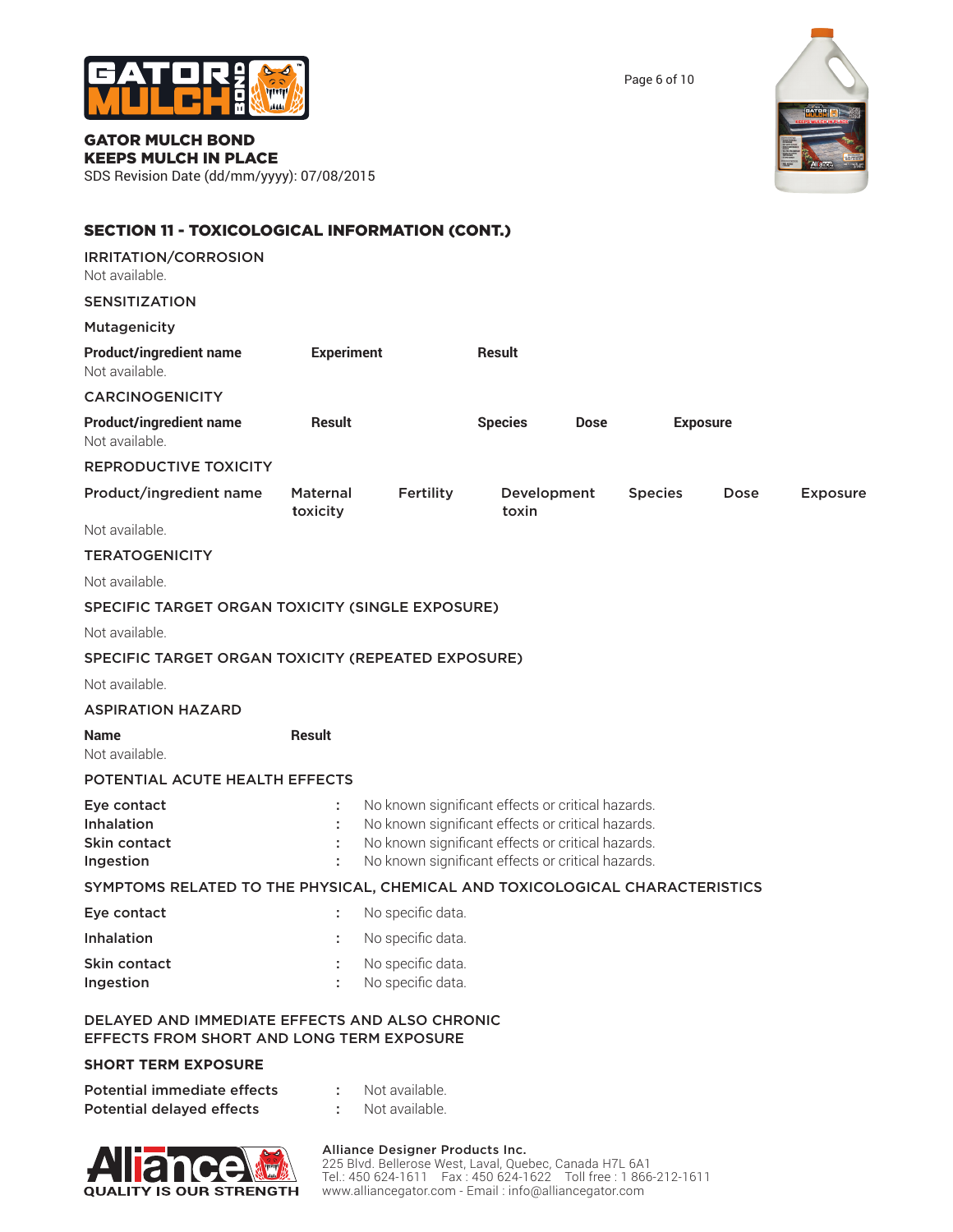## SECTION 11 - TOXICOLOGICAL INFORMATION (CONT.)

### IRRITATION/CORROSION

Not available.

### SENSITIZATION

### Mutagenicity

| Product/ingredient name | Experiment | Result |
|---|---|---|
| Not available. | | |

### CARCINOGENICITY

| Product/ingredient name | Result | Species | Dose | Exposure |
|---|---|---|---|---|
| Not available. | | | | |

### REPRODUCTIVE TOXICITY

| Product/ingredient name | Maternal toxicity | Fertility | Development toxin | Species | Dose | Exposure |
|---|---|---|---|---|---|---|
| Not available. | | | | | | |

### TERATOGENICITY

Not available.

### SPECIFIC TARGET ORGAN TOXICITY (SINGLE EXPOSURE)

Not available.

### SPECIFIC TARGET ORGAN TOXICITY (REPEATED EXPOSURE)

Not available.

### ASPIRATION HAZARD

| Name | Result |
|---|---|
| Not available. | |

### POTENTIAL ACUTE HEALTH EFFECTS

| | | |
|---|---|---|
| **Eye contact** | : | No known significant effects or critical hazards. |
| **Inhalation** | : | No known significant effects or critical hazards. |
| **Skin contact** | : | No known significant effects or critical hazards. |
| **Ingestion** | : | No known significant effects or critical hazards. |

### SYMPTOMS RELATED TO THE PHYSICAL, CHEMICAL AND TOXICOLOGICAL CHARACTERISTICS

| | | |
|---|---|---|
| **Eye contact** | : | No specific data. |
| **Inhalation** | : | No specific data. |
| **Skin contact** | : | No specific data. |
| **Ingestion** | : | No specific data. |

### DELAYED AND IMMEDIATE EFFECTS AND ALSO CHRONIC EFFECTS FROM SHORT AND LONG TERM EXPOSURE

### SHORT TERM EXPOSURE

| | | |
|---|---|---|
| **Potential immediate effects** | : | Not available. |
| **Potential delayed effects** | : | Not available. |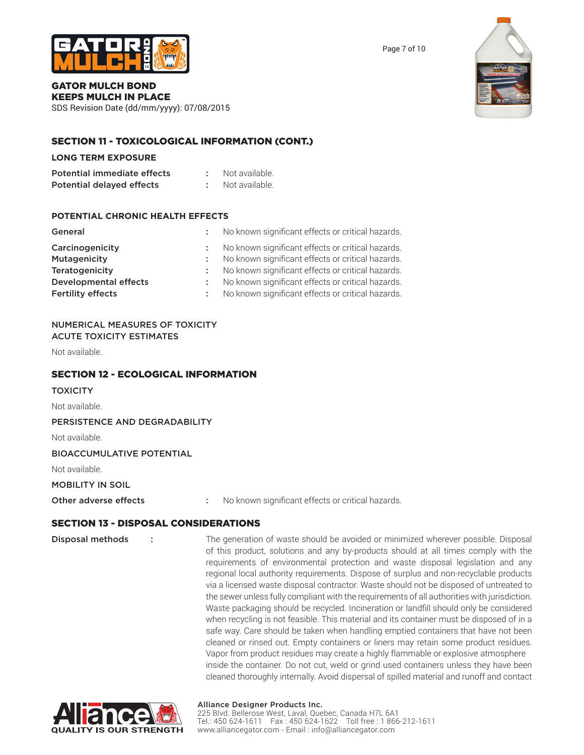## SECTION 11 - TOXICOLOGICAL INFORMATION (CONT.)

### LONG TERM EXPOSURE

| | | |
|---|---|---|
| **Potential immediate effects** | : | Not available. |
| **Potential delayed effects** | : | Not available. |

### POTENTIAL CHRONIC HEALTH EFFECTS

| | | |
|---|---|---|
| **General** | : | No known significant effects or critical hazards. |
| **Carcinogenicity** | : | No known significant effects or critical hazards. |
| **Mutagenicity** | : | No known significant effects or critical hazards. |
| **Teratogenicity** | : | No known significant effects or critical hazards. |
| **Developmental effects** | : | No known significant effects or critical hazards. |
| **Fertility effects** | : | No known significant effects or critical hazards. |

NUMERICAL MEASURES OF TOXICITY
ACUTE TOXICITY ESTIMATES

Not available.

## SECTION 12 - ECOLOGICAL INFORMATION

### TOXICITY

Not available.

### PERSISTENCE AND DEGRADABILITY

Not available.

### BIOACCUMULATIVE POTENTIAL

Not available.

### MOBILITY IN SOIL

| | | |
|---|---|---|
| **Other adverse effects** | : | No known significant effects or critical hazards. |

## SECTION 13 - DISPOSAL CONSIDERATIONS

**Disposal methods** : The generation of waste should be avoided or minimized wherever possible. Disposal of this product, solutions and any by-products should at all times comply with the requirements of environmental protection and waste disposal legislation and any regional local authority requirements. Dispose of surplus and non-recyclable products via a licensed waste disposal contractor. Waste should not be disposed of untreated to the sewer unless fully compliant with the requirements of all authorities with jurisdiction. Waste packaging should be recycled. Incineration or landfill should only be considered when recycling is not feasible. This material and its container must be disposed of in a safe way. Care should be taken when handling emptied containers that have not been cleaned or rinsed out. Empty containers or liners may retain some product residues. Vapor from product residues may create a highly flammable or explosive atmosphere inside the container. Do not cut, weld or grind used containers unless they have been cleaned thoroughly internally. Avoid dispersal of spilled material and runoff and contact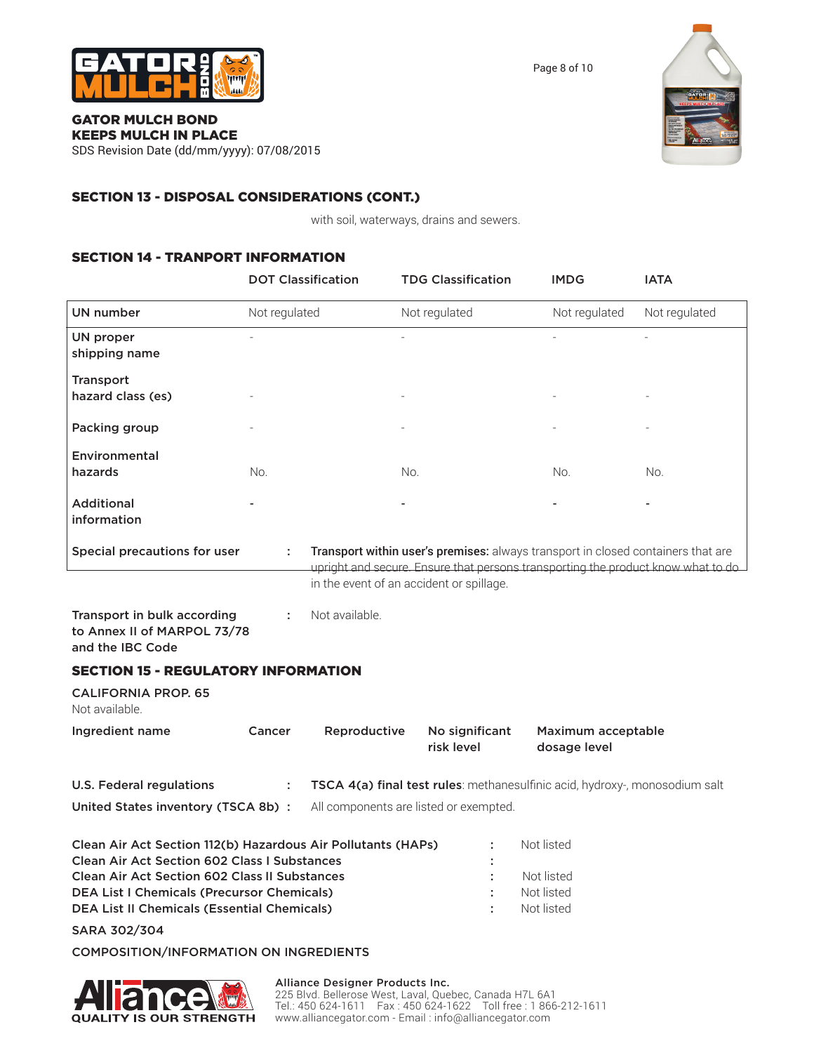GATOR MULCH BOND
KEEPS MULCH IN PLACE
SDS Revision Date (dd/mm/yyyy): 07/08/2015

## SECTION 13 - DISPOSAL CONSIDERATIONS (CONT.)

with soil, waterways, drains and sewers.

## SECTION 14 - TRANPORT INFORMATION

| | DOT Classification | TDG Classification | IMDG | IATA |
|---|---|---|---|---|
| UN number | Not regulated | Not regulated | Not regulated | Not regulated |
| UN proper shipping name | - | - | - | - |
| Transport hazard class (es) | - | - | - | - |
| Packing group | - | - | - | - |
| Environmental hazards | No. | No. | No. | No. |
| Additional information | - | - | - | - |

**Special precautions for user** : **Transport within user's premises:** always transport in closed containers that are upright and secure. Ensure that persons transporting the product know what to do in the event of an accident or spillage.

**Transport in bulk according to Annex II of MARPOL 73/78 and the IBC Code** : Not available.

## SECTION 15 - REGULATORY INFORMATION

**CALIFORNIA PROP. 65**
Not available.

| Ingredient name | Cancer | Reproductive | No significant risk level | Maximum acceptable dosage level |
|---|---|---|---|---|

**U.S. Federal regulations** : **TSCA 4(a) final test rules**: methanesulfinic acid, hydroxy-, monosodium salt

**United States inventory (TSCA 8b)** : All components are listed or exempted.

**Clean Air Act Section 112(b) Hazardous Air Pollutants (HAPs)** : Not listed
**Clean Air Act Section 602 Class I Substances** :
**Clean Air Act Section 602 Class II Substances** : Not listed
**DEA List I Chemicals (Precursor Chemicals)** : Not listed
**DEA List II Chemicals (Essential Chemicals)** : Not listed

**SARA 302/304**

**COMPOSITION/INFORMATION ON INGREDIENTS**

QUALITY IS OUR STRENGTH

Alliance Designer Products Inc.
225 Blvd. Bellerose West, Laval, Quebec, Canada H7L 6A1
Tel.: 450 624-1611 Fax : 450 624-1622 Toll free : 1 866-212-1611
www.alliancegator.com - Email : info@alliancegator.com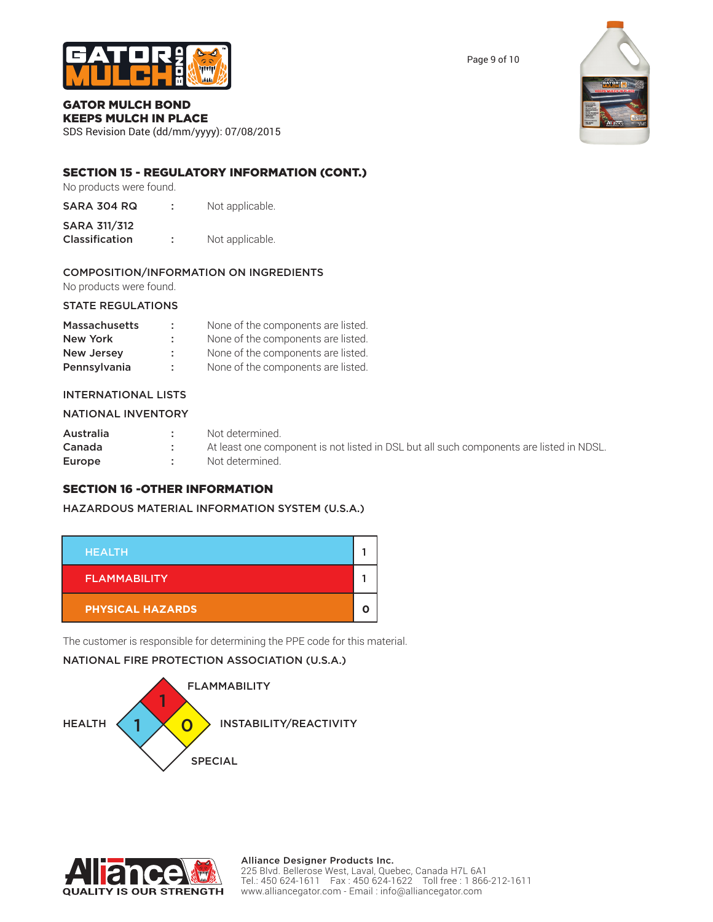## SECTION 15 - REGULATORY INFORMATION (CONT.)

No products were found.

| | | |
|---|---|---|
| SARA 304 RQ | : | Not applicable. |
| SARA 311/312 Classification | : | Not applicable. |

### COMPOSITION/INFORMATION ON INGREDIENTS

No products were found.

### STATE REGULATIONS

| | | |
|---|---|---|
| Massachusetts | : | None of the components are listed. |
| New York | : | None of the components are listed. |
| New Jersey | : | None of the components are listed. |
| Pennsylvania | : | None of the components are listed. |

### INTERNATIONAL LISTS

### NATIONAL INVENTORY

| | | |
|---|---|---|
| Australia | : | Not determined. |
| Canada | : | At least one component is not listed in DSL but all such components are listed in NDSL. |
| Europe | : | Not determined. |

## SECTION 16 -OTHER INFORMATION

### HAZARDOUS MATERIAL INFORMATION SYSTEM (U.S.A.)

| | |
|---|---|
| HEALTH | 1 |
| FLAMMABILITY | 1 |
| PHYSICAL HAZARDS | 0 |

The customer is responsible for determining the PPE code for this material.

### NATIONAL FIRE PROTECTION ASSOCIATION (U.S.A.)

| | |
|---|---|
| FLAMMABILITY | 1 |
| HEALTH | 1 |
| INSTABILITY/REACTIVITY | 0 |
| SPECIAL | |

**Alliance Designer Products Inc.**
225 Blvd. Bellerose West, Laval, Quebec, Canada H7L 6A1
Tel.: 450 624-1611 Fax : 450 624-1622 Toll free : 1 866-212-1611
www.alliancegator.com - Email : info@alliancegator.com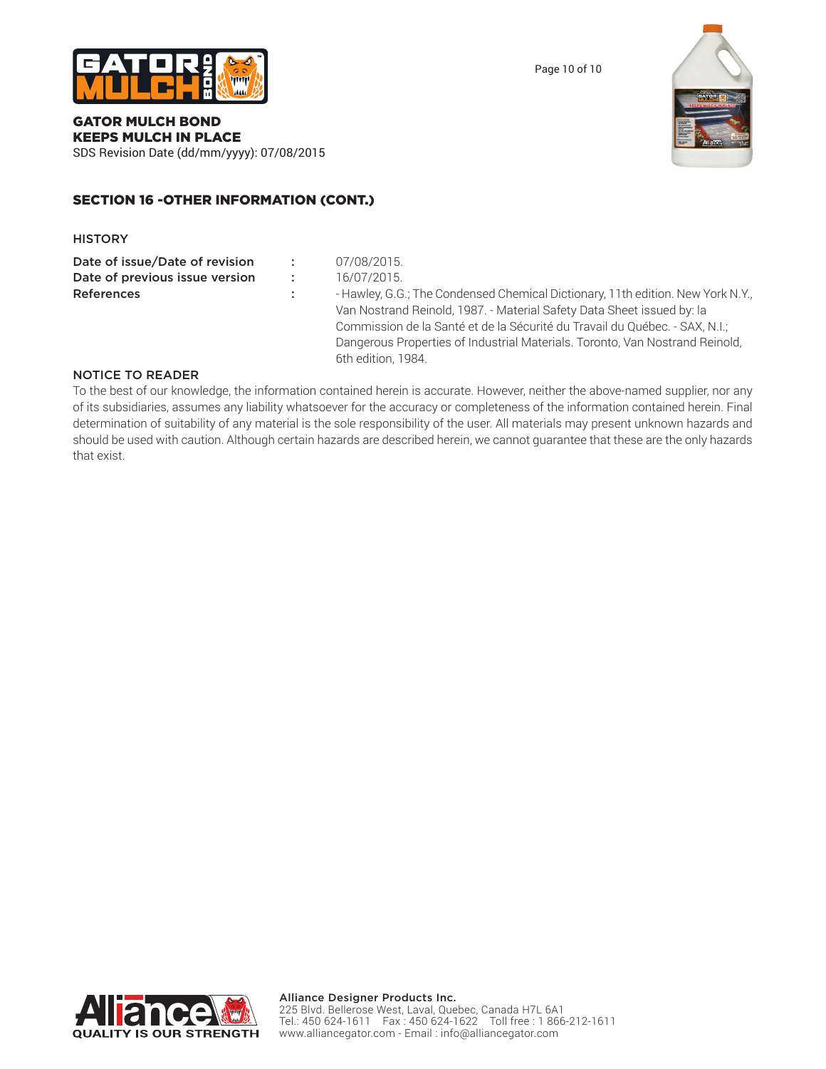## SECTION 16 -OTHER INFORMATION (CONT.)

### HISTORY

| | | |
|---|---|---|
| **Date of issue/Date of revision** | : | 07/08/2015. |
| **Date of previous issue version** | : | 16/07/2015. |
| **References** | : | - Hawley, G.G.; The Condensed Chemical Dictionary, 11th edition. New York N.Y., Van Nostrand Reinold, 1987. - Material Safety Data Sheet issued by: la Commission de la Santé et de la Sécurité du Travail du Québec. - SAX, N.I.; Dangerous Properties of Industrial Materials. Toronto, Van Nostrand Reinold, 6th edition, 1984. |

### NOTICE TO READER

To the best of our knowledge, the information contained herein is accurate. However, neither the above-named supplier, nor any of its subsidiaries, assumes any liability whatsoever for the accuracy or completeness of the information contained herein. Final determination of suitability of any material is the sole responsibility of the user. All materials may present unknown hazards and should be used with caution. Although certain hazards are described herein, we cannot guarantee that these are the only hazards that exist.